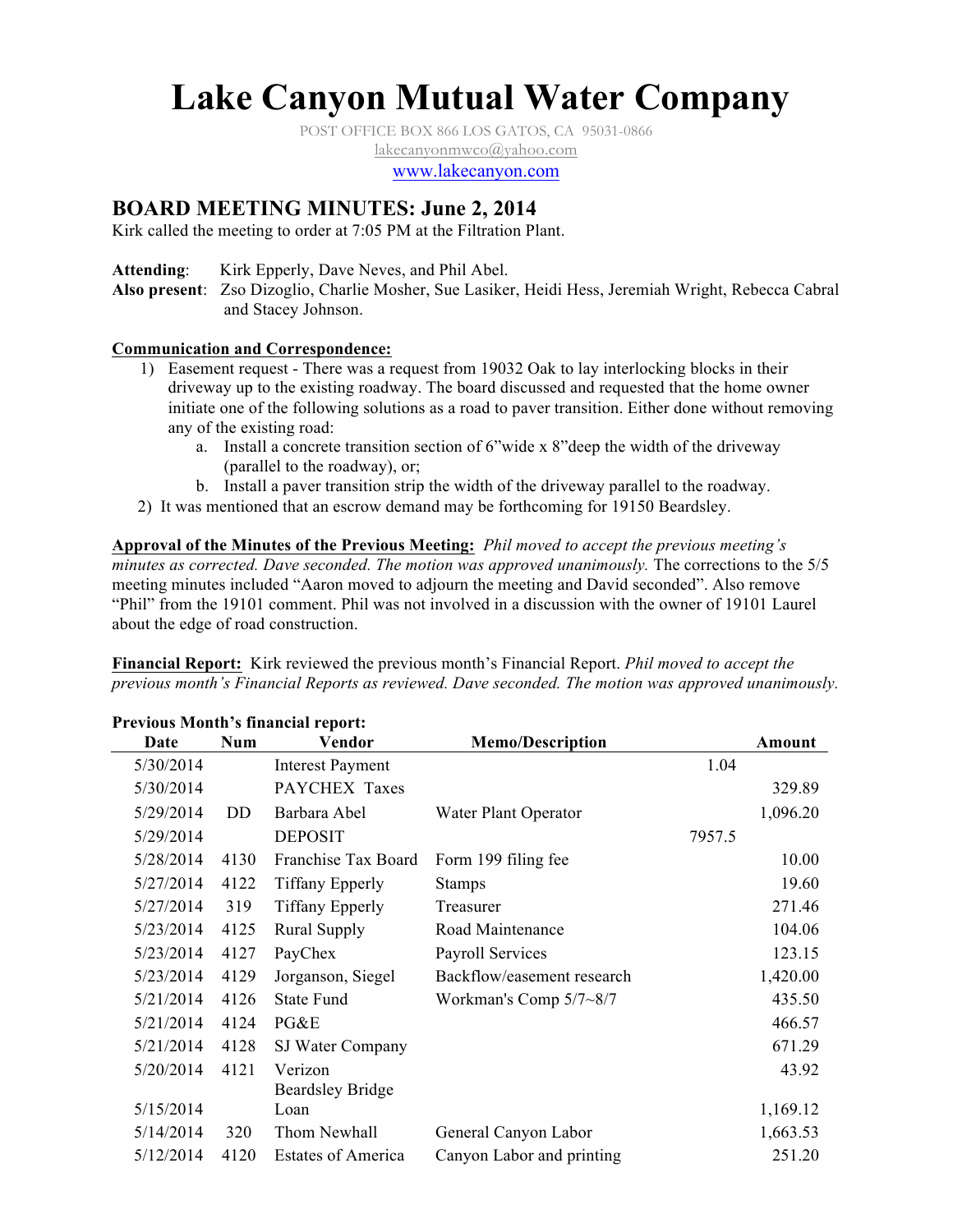# Lake Canyon Mutual Water Company

POST OFFICE BOX 866 LOS GATOS, CA 95031-0866
lakecanyonmwco@yahoo.com
www.lakecanyon.com

## BOARD MEETING MINUTES: June 2, 2014

Kirk called the meeting to order at 7:05 PM at the Filtration Plant.

**Attending**: Kirk Epperly, Dave Neves, and Phil Abel.
**Also present**: Zso Dizoglio, Charlie Mosher, Sue Lasiker, Heidi Hess, Jeremiah Wright, Rebecca Cabral and Stacey Johnson.

**Communication and Correspondence:**

1) Easement request - There was a request from 19032 Oak to lay interlocking blocks in their driveway up to the existing roadway. The board discussed and requested that the home owner initiate one of the following solutions as a road to paver transition. Either done without removing any of the existing road:
   a. Install a concrete transition section of 6"wide x 8"deep the width of the driveway (parallel to the roadway), or;
   b. Install a paver transition strip the width of the driveway parallel to the roadway.
2) It was mentioned that an escrow demand may be forthcoming for 19150 Beardsley.

**Approval of the Minutes of the Previous Meeting:** *Phil moved to accept the previous meeting's minutes as corrected. Dave seconded. The motion was approved unanimously.* The corrections to the 5/5 meeting minutes included "Aaron moved to adjourn the meeting and David seconded". Also remove "Phil" from the 19101 comment. Phil was not involved in a discussion with the owner of 19101 Laurel about the edge of road construction.

**Financial Report:** Kirk reviewed the previous month's Financial Report. *Phil moved to accept the previous month's Financial Reports as reviewed. Dave seconded. The motion was approved unanimously.*

**Previous Month's financial report:**

| Date | Num | Vendor | Memo/Description | | Amount |
|---|---|---|---|---|---|
| 5/30/2014 | | Interest Payment | | 1.04 | |
| 5/30/2014 | | PAYCHEX Taxes | | | 329.89 |
| 5/29/2014 | DD | Barbara Abel | Water Plant Operator | | 1,096.20 |
| 5/29/2014 | | DEPOSIT | | 7957.5 | |
| 5/28/2014 | 4130 | Franchise Tax Board | Form 199 filing fee | | 10.00 |
| 5/27/2014 | 4122 | Tiffany Epperly | Stamps | | 19.60 |
| 5/27/2014 | 319 | Tiffany Epperly | Treasurer | | 271.46 |
| 5/23/2014 | 4125 | Rural Supply | Road Maintenance | | 104.06 |
| 5/23/2014 | 4127 | PayChex | Payroll Services | | 123.15 |
| 5/23/2014 | 4129 | Jorganson, Siegel | Backflow/easement research | | 1,420.00 |
| 5/21/2014 | 4126 | State Fund | Workman's Comp 5/7~8/7 | | 435.50 |
| 5/21/2014 | 4124 | PG&E | | | 466.57 |
| 5/21/2014 | 4128 | SJ Water Company | | | 671.29 |
| 5/20/2014 | 4121 | Verizon | | | 43.92 |
| 5/15/2014 | | Beardsley Bridge Loan | | | 1,169.12 |
| 5/14/2014 | 320 | Thom Newhall | General Canyon Labor | | 1,663.53 |
| 5/12/2014 | 4120 | Estates of America | Canyon Labor and printing | | 251.20 |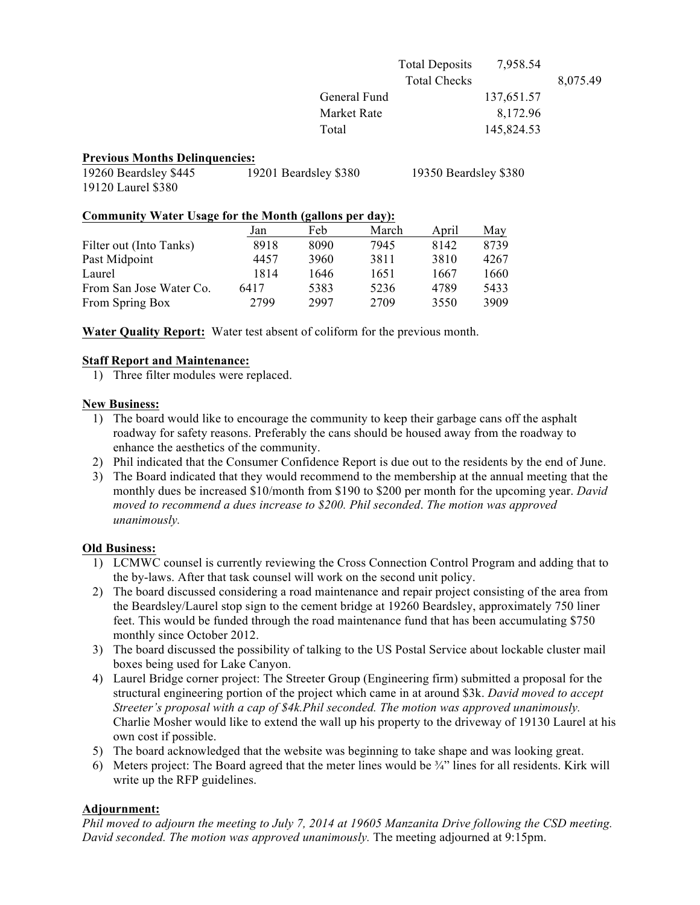| | | | |
|---|---|---|---|
| | Total Deposits | 7,958.54 | |
| | Total Checks | | 8,075.49 |
| General Fund | | 137,651.57 | |
| Market Rate | | 8,172.96 | |
| Total | | 145,824.53 | |

**Previous Months Delinquencies:**

19260 Beardsley $445　　19201 Beardsley $380　　19350 Beardsley $380
19120 Laurel $380

**Community Water Usage for the Month (gallons per day):**

| | Jan | Feb | March | April | May |
|---|---|---|---|---|---|
| Filter out (Into Tanks) | 8918 | 8090 | 7945 | 8142 | 8739 |
| Past Midpoint | 4457 | 3960 | 3811 | 3810 | 4267 |
| Laurel | 1814 | 1646 | 1651 | 1667 | 1660 |
| From San Jose Water Co. | 6417 | 5383 | 5236 | 4789 | 5433 |
| From Spring Box | 2799 | 2997 | 2709 | 3550 | 3909 |

**Water Quality Report:** Water test absent of coliform for the previous month.

**Staff Report and Maintenance:**

1) Three filter modules were replaced.

**New Business:**

1) The board would like to encourage the community to keep their garbage cans off the asphalt roadway for safety reasons. Preferably the cans should be housed away from the roadway to enhance the aesthetics of the community.
2) Phil indicated that the Consumer Confidence Report is due out to the residents by the end of June.
3) The Board indicated that they would recommend to the membership at the annual meeting that the monthly dues be increased $10/month from $190 to $200 per month for the upcoming year. *David moved to recommend a dues increase to $200. Phil seconded*. *The motion was approved unanimously.*

**Old Business:**

1) LCMWC counsel is currently reviewing the Cross Connection Control Program and adding that to the by-laws. After that task counsel will work on the second unit policy.
2) The board discussed considering a road maintenance and repair project consisting of the area from the Beardsley/Laurel stop sign to the cement bridge at 19260 Beardsley, approximately 750 liner feet. This would be funded through the road maintenance fund that has been accumulating $750 monthly since October 2012.
3) The board discussed the possibility of talking to the US Postal Service about lockable cluster mail boxes being used for Lake Canyon.
4) Laurel Bridge corner project: The Streeter Group (Engineering firm) submitted a proposal for the structural engineering portion of the project which came in at around $3k. *David moved to accept Streeter's proposal with a cap of $4k.Phil seconded. The motion was approved unanimously.* Charlie Mosher would like to extend the wall up his property to the driveway of 19130 Laurel at his own cost if possible.
5) The board acknowledged that the website was beginning to take shape and was looking great.
6) Meters project: The Board agreed that the meter lines would be ¾" lines for all residents. Kirk will write up the RFP guidelines.

**Adjournment:**

*Phil moved to adjourn the meeting to July 7, 2014 at 19605 Manzanita Drive following the CSD meeting. David seconded. The motion was approved unanimously.* The meeting adjourned at 9:15pm.